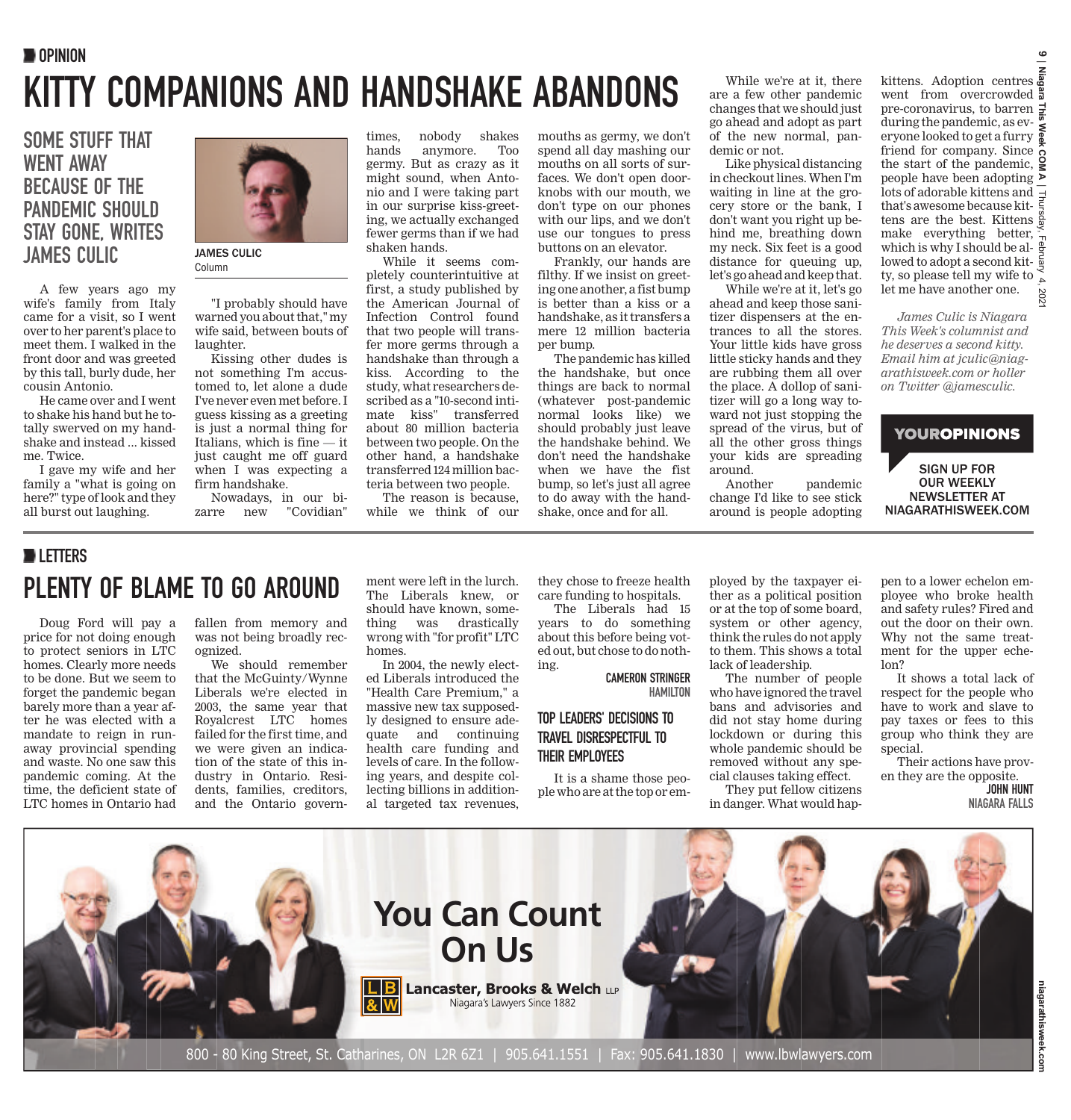## OPINION

# KITTY COMPANIONS AND HANDSHAKE ABANDONS

### SOME STUFF THAT WENT AWAY BECAUSE OF THE PANDEMIC SHOULD STAY GONE, WRITES JAMES CULIC

**JAMES CULIC**
Column

A few years ago my wife's family from Italy came for a visit, so I went over to her parent's place to meet them. I walked in the front door and was greeted by this tall, burly dude, her cousin Antonio.

He came over and I went to shake his hand but he totally swerved on my handshake and instead ... kissed me. Twice.

I gave my wife and her family a "what is going on here?" type of look and they all burst out laughing.

"I probably should have warned you about that," my wife said, between bouts of laughter.

Kissing other dudes is not something I'm accustomed to, let alone a dude I've never even met before. I guess kissing as a greeting is just a normal thing for Italians, which is fine — it just caught me off guard when I was expecting a firm handshake.

Nowadays, in our bizarre new "Covidian" times, nobody shakes hands anymore. Too germy. But as crazy as it might sound, when Antonio and I were taking part in our surprise kiss-greeting, we actually exchanged fewer germs than if we had shaken hands.

While it seems completely counterintuitive at first, a study published by the American Journal of Infection Control found that two people will transfer more germs through a handshake than through a kiss. According to the study, what researchers described as a "10-second intimate kiss" transferred about 80 million bacteria between two people. On the other hand, a handshake transferred 124 million bacteria between two people.

The reason is because, while we think of our mouths as germy, we don't spend all day mashing our mouths on all sorts of surfaces. We don't open doorknobs with our mouth, we don't type on our phones with our lips, and we don't use our tongues to press buttons on an elevator.

Frankly, our hands are filthy. If we insist on greeting one another, a fist bump is better than a kiss or a handshake, as it transfers a mere 12 million bacteria per bump.

The pandemic has killed the handshake, but once things are back to normal (whatever post-pandemic normal looks like) we should probably just leave the handshake behind. We don't need the handshake when we have the fist bump, so let's just all agree to do away with the handshake, once and for all.

While we're at it, there are a few other pandemic changes that we should just go ahead and adopt as part of the new normal, pandemic or not.

Like physical distancing in checkout lines. When I'm waiting in line at the grocery store or the bank, I don't want you right up behind me, breathing down my neck. Six feet is a good distance for queuing up, let's go ahead and keep that.

While we're at it, let's go ahead and keep those sanitizer dispensers at the entrances to all the stores. Your little kids have gross little sticky hands and they are rubbing them all over the place. A dollop of sanitizer will go a long way toward not just stopping the spread of the virus, but of all the other gross things your kids are spreading around.

Another pandemic change I'd like to see stick around is people adopting kittens. Adoption centres went from overcrowded pre-coronavirus, to barren during the pandemic, as everyone looked to get a furry friend for company. Since the start of the pandemic, people have been adopting lots of adorable kittens and that's awesome because kittens are the best. Kittens make everything better, which is why I should be allowed to adopt a second kitty, so please tell my wife to let me have another one.

*James Culic is Niagara This Week's columnist and he deserves a second kitty. Email him at jculic@niagarathisweek.com or holler on Twitter @jamesculic.*

**YOUROPINIONS**

SIGN UP FOR OUR WEEKLY NEWSLETTER AT NIAGARATHISWEEK.COM

## LETTERS

# PLENTY OF BLAME TO GO AROUND

Doug Ford will pay a price for not doing enough to protect seniors in LTC homes. Clearly more needs to be done. But we seem to forget the pandemic began barely more than a year after he was elected with a mandate to reign in runaway provincial spending and waste. No one saw this pandemic coming. At the time, the deficient state of LTC homes in Ontario had fallen from memory and was not being broadly recognized.

We should remember that the McGuinty/Wynne Liberals we're elected in 2003, the same year that Royalcrest LTC homes failed for the first time, and we were given an indication of the state of this industry in Ontario. Residents, families, creditors, and the Ontario government were left in the lurch. The Liberals knew, or should have known, something was drastically wrong with "for profit" LTC homes.

In 2004, the newly elected Liberals introduced the "Health Care Premium," a massive new tax supposedly designed to ensure adequate and continuing health care funding and levels of care. In the following years, and despite collecting billions in additional targeted tax revenues, they chose to freeze health care funding to hospitals.

The Liberals had 15 years to do something about this before being voted out, but chose to do nothing.

**CAMERON STRINGER**
**HAMILTON**

### TOP LEADERS' DECISIONS TO TRAVEL DISRESPECTFUL TO THEIR EMPLOYEES

It is a shame those people who are at the top or employed by the taxpayer either as a political position or at the top of some board, system or other agency, think the rules do not apply to them. This shows a total lack of leadership.

The number of people who have ignored the travel bans and advisories and did not stay home during lockdown or during this whole pandemic should be removed without any special clauses taking effect.

They put fellow citizens in danger. What would happen to a lower echelon employee who broke health and safety rules? Fired and out the door on their own. Why not the same treatment for the upper echelon?

It shows a total lack of respect for the people who have to work and slave to pay taxes or fees to this group who think they are special.

Their actions have proven they are the opposite.

**JOHN HUNT**
**NIAGARA FALLS**

**You Can Count On Us**

**Lancaster, Brooks & Welch LLP**
Niagara's Lawyers Since 1882

800 - 80 King Street, St. Catharines, ON L2R 6Z1 | 905.641.1551 | Fax: 905.641.1830 | www.lbwlawyers.com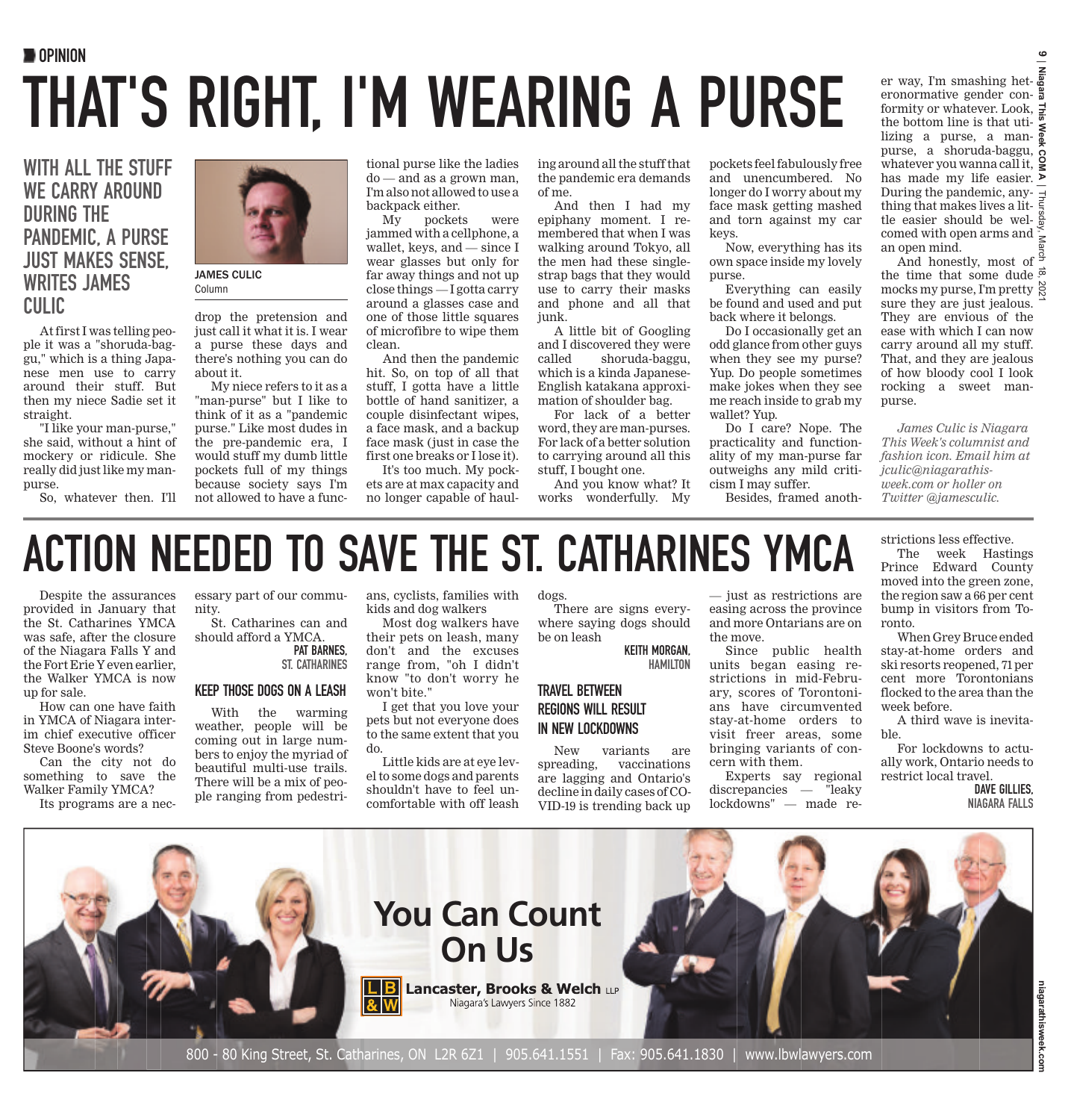OPINION

# THAT'S RIGHT, I'M WEARING A PURSE

## WITH ALL THE STUFF WE CARRY AROUND DURING THE PANDEMIC, A PURSE JUST MAKES SENSE, WRITES JAMES CULIC

**JAMES CULIC**
Column

At first I was telling people it was a "shoruda-baggu," which is a thing Japanese men use to carry around their stuff. But then my niece Sadie set it straight.

"I like your man-purse," she said, without a hint of mockery or ridicule. She really did just like my man-purse.

So, whatever then. I'll drop the pretension and just call it what it is. I wear a purse these days and there's nothing you can do about it.

My niece refers to it as a "man-purse" but I like to think of it as a "pandemic purse." Like most dudes in the pre-pandemic era, I would stuff my dumb little pockets full of my things because society says I'm not allowed to have a functional purse like the ladies do — and as a grown man, I'm also not allowed to use a backpack either.

My pockets were jammed with a cellphone, a wallet, keys, and — since I wear glasses but only for far away things and not up close things — I gotta carry around a glasses case and one of those little squares of microfibre to wipe them clean.

And then the pandemic hit. So, on top of all that stuff, I gotta have a little bottle of hand sanitizer, a couple disinfectant wipes, a face mask, and a backup face mask (just in case the first one breaks or I lose it).

It's too much. My pockets are at max capacity and no longer capable of hauling around all the stuff that the pandemic era demands of me.

And then I had my epiphany moment. I remembered that when I was walking around Tokyo, all the men had these single-strap bags that they would use to carry their masks and phone and all that junk.

A little bit of Googling and I discovered they were called shoruda-baggu, which is a kinda Japanese-English katakana approximation of shoulder bag.

For lack of a better word, they are man-purses. For lack of a better solution to carrying around all this stuff, I bought one.

And you know what? It works wonderfully. My pockets feel fabulously free and unencumbered. No longer do I worry about my face mask getting mashed and torn against my car keys.

Now, everything has its own space inside my lovely purse.

Everything can easily be found and used and put back where it belongs.

Do I occasionally get an odd glance from other guys when they see my purse? Yup. Do people sometimes make jokes when they see me reach inside to grab my wallet? Yup.

Do I care? Nope. The practicality and functionality of my man-purse far outweighs any mild criticism I may suffer.

Besides, framed another way, I'm smashing heteronormative gender conformity or whatever. Look, the bottom line is that utilizing a purse, a man-purse, a shoruda-baggu, whatever you wanna call it, has made my life easier. During the pandemic, anything that makes lives a little easier should be welcomed with open arms and an open mind.

And honestly, most of the time that some dude mocks my purse, I'm pretty sure they are just jealous. They are envious of the ease with which I can now carry around all my stuff. That, and they are jealous of how bloody cool I look rocking a sweet man-purse.

*James Culic is Niagara This Week's columnist and fashion icon. Email him at jculic@niagarathisweek.com or holler on Twitter @jamesculic.*

# ACTION NEEDED TO SAVE THE ST. CATHARINES YMCA

Despite the assurances provided in January that the St. Catharines YMCA was safe, after the closure of the Niagara Falls Y and the Fort Erie Y even earlier, the Walker YMCA is now up for sale.

How can one have faith in YMCA of Niagara interim chief executive officer Steve Boone's words?

Can the city not do something to save the Walker Family YMCA?

Its programs are a necessary part of our community.

St. Catharines can and should afford a YMCA.

**PAT BARNES, ST. CATHARINES**

## KEEP THOSE DOGS ON A LEASH

With the warming weather, people will be coming out in large numbers to enjoy the myriad of beautiful multi-use trails. There will be a mix of people ranging from pedestrians, cyclists, families with kids and dog walkers

Most dog walkers have their pets on leash, many don't and the excuses range from, "oh I didn't know "to don't worry he won't bite."

I get that you love your pets but not everyone does to the same extent that you do.

Little kids are at eye level to some dogs and parents shouldn't have to feel uncomfortable with off leash dogs.

There are signs everywhere saying dogs should be on leash

**KEITH MORGAN, HAMILTON**

## TRAVEL BETWEEN REGIONS WILL RESULT IN NEW LOCKDOWNS

New variants are spreading, vaccinations are lagging and Ontario's decline in daily cases of COVID-19 is trending back up — just as restrictions are easing across the province and more Ontarians are on the move.

Since public health units began easing restrictions in mid-February, scores of Torontonians have circumvented stay-at-home orders to visit freer areas, some bringing variants of concern with them.

Experts say regional discrepancies — "leaky lockdowns" — made restrictions less effective.

The week Hastings Prince Edward County moved into the green zone, the region saw a 66 per cent bump in visitors from Toronto.

When Grey Bruce ended stay-at-home orders and ski resorts reopened, 71 per cent more Torontonians flocked to the area than the week before.

A third wave is inevitable.

For lockdowns to actually work, Ontario needs to restrict local travel.

**DAVE GILLIES, NIAGARA FALLS**

You Can Count On Us

Lancaster, Brooks & Welch LLP
Niagara's Lawyers Since 1882

800 - 80 King Street, St. Catharines, ON L2R 6Z1 | 905.641.1551 | Fax: 905.641.1830 | www.lbwlawyers.com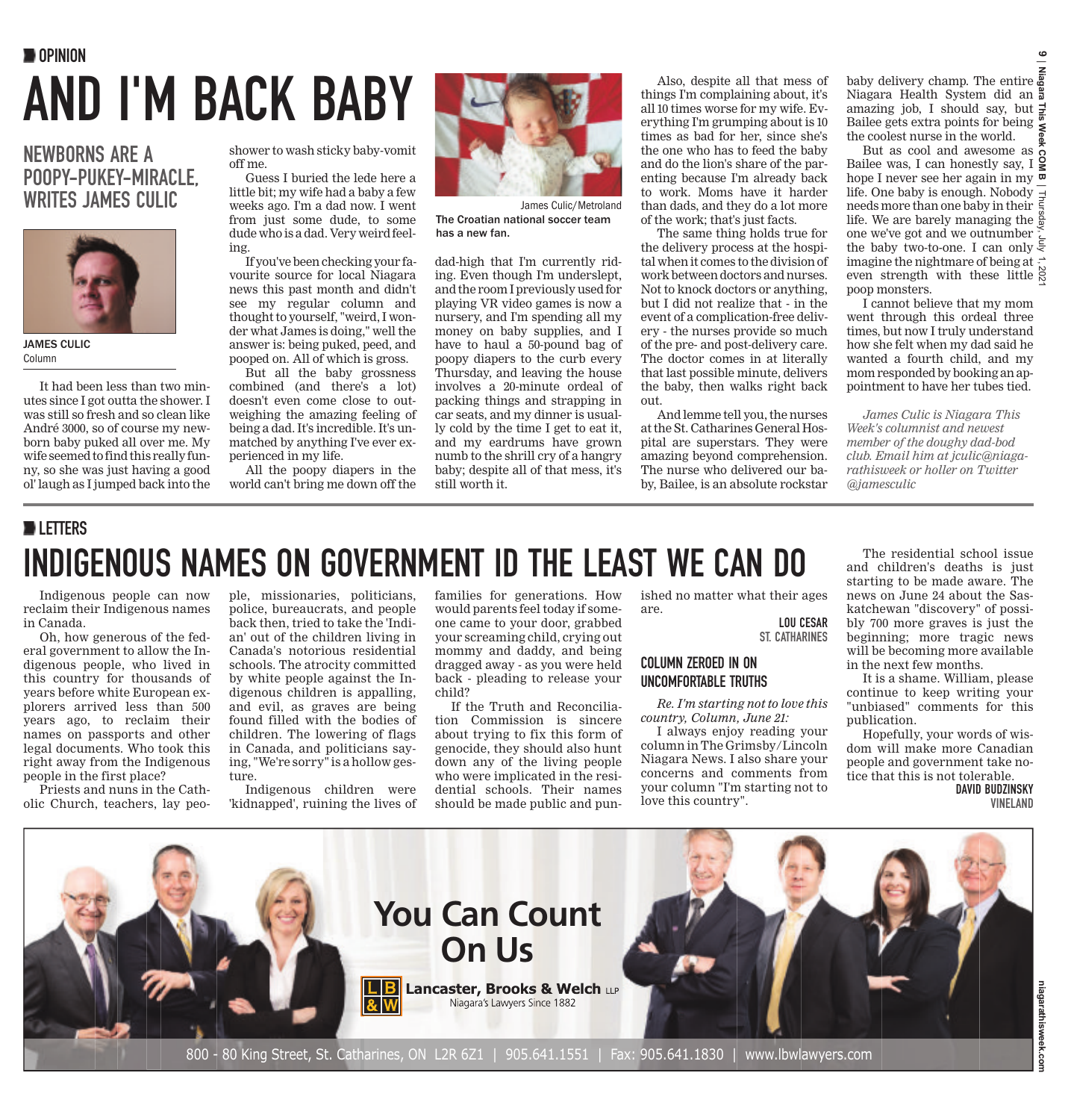OPINION

# AND I'M BACK BABY

## NEWBORNS ARE A POOPY-PUKEY-MIRACLE, WRITES JAMES CULIC

JAMES CULIC
Column

It had been less than two minutes since I got outta the shower. I was still so fresh and so clean like André 3000, so of course my newborn baby puked all over me. My wife seemed to find this really funny, so she was just having a good ol' laugh as I jumped back into the shower to wash sticky baby-vomit off me.

Guess I buried the lede here a little bit; my wife had a baby a few weeks ago. I'm a dad now. I went from just some dude, to some dude who is a dad. Very weird feeling.

If you've been checking your favourite source for local Niagara news this past month and didn't see my regular column and thought to yourself, "weird, I wonder what James is doing," well the answer is: being puked, peed, and pooped on. All of which is gross.

But all the baby grossness combined (and there's a lot) doesn't even come close to outweighing the amazing feeling of being a dad. It's incredible. It's unmatched by anything I've ever experienced in my life.

All the poopy diapers in the world can't bring me down off the dad-high that I'm currently riding. Even though I'm underslept, and the room I previously used for playing VR video games is now a nursery, and I'm spending all my money on baby supplies, and I have to haul a 50-pound bag of poopy diapers to the curb every Thursday, and leaving the house involves a 20-minute ordeal of packing things and strapping in car seats, and my dinner is usually cold by the time I get to eat it, and my eardrums have grown numb to the shrill cry of a hangry baby; despite all of that mess, it's still worth it.

James Culic/Metroland
**The Croatian national soccer team has a new fan.**

Also, despite all that mess of things I'm complaining about, it's all 10 times worse for my wife. Everything I'm grumping about is 10 times as bad for her, since she's the one who has to feed the baby and do the lion's share of the parenting because I'm already back to work. Moms have it harder than dads, and they do a lot more of the work; that's just facts.

The same thing holds true for the delivery process at the hospital when it comes to the division of work between doctors and nurses. Not to knock doctors or anything, but I did not realize that - in the event of a complication-free delivery - the nurses provide so much of the pre- and post-delivery care. The doctor comes in at literally that last possible minute, delivers the baby, then walks right back out.

And lemme tell you, the nurses at the St. Catharines General Hospital are superstars. They were amazing beyond comprehension. The nurse who delivered our baby, Bailee, is an absolute rockstar baby delivery champ. The entire Niagara Health System did an amazing job, I should say, but Bailee gets extra points for being the coolest nurse in the world.

But as cool and awesome as Bailee was, I can honestly say, I hope I never see her again in my life. One baby is enough. Nobody needs more than one baby in their life. We are barely managing the one we've got and we outnumber the baby two-to-one. I can only imagine the nightmare of being at even strength with these little poop monsters.

I cannot believe that my mom went through this ordeal three times, but now I truly understand how she felt when my dad said he wanted a fourth child, and my mom responded by booking an appointment to have her tubes tied.

*James Culic is Niagara This Week's columnist and newest member of the doughy dad-bod club. Email him at jculic@niagarathisweek or holler on Twitter @jamesculic*

---

LETTERS

# INDIGENOUS NAMES ON GOVERNMENT ID THE LEAST WE CAN DO

Indigenous people can now reclaim their Indigenous names in Canada.

Oh, how generous of the federal government to allow the Indigenous people, who lived in this country for thousands of years before white European explorers arrived less than 500 years ago, to reclaim their names on passports and other legal documents. Who took this right away from the Indigenous people in the first place?

Priests and nuns in the Catholic Church, teachers, lay people, missionaries, politicians, police, bureaucrats, and people back then, tried to take the 'Indian' out of the children living in Canada's notorious residential schools. The atrocity committed by white people against the Indigenous children is appalling, and evil, as graves are being found filled with the bodies of children. The lowering of flags in Canada, and politicians saying, "We're sorry" is a hollow gesture.

Indigenous children were 'kidnapped', ruining the lives of families for generations. How would parents feel today if someone came to your door, grabbed your screaming child, crying out mommy and daddy, and being dragged away - as you were held back - pleading to release your child?

If the Truth and Reconciliation Commission is sincere about trying to fix this form of genocide, they should also hunt down any of the living people who were implicated in the residential schools. Their names should be made public and punished no matter what their ages are.

**LOU CESAR**
**ST. CATHARINES**

## COLUMN ZEROED IN ON UNCOMFORTABLE TRUTHS

*Re. I'm starting not to love this country, Column, June 21:*

I always enjoy reading your column in The Grimsby/Lincoln Niagara News. I also share your concerns and comments from your column "I'm starting not to love this country".

The residential school issue and children's deaths is just starting to be made aware. The news on June 24 about the Saskatchewan "discovery" of possibly 700 more graves is just the beginning; more tragic news will be becoming more available in the next few months.

It is a shame. William, please continue to keep writing your "unbiased" comments for this publication.

Hopefully, your words of wisdom will make more Canadian people and government take notice that this is not tolerable.

**DAVID BUDZINSKY**
**VINELAND**

---

You Can Count On Us

Lancaster, Brooks & Welch LLP
Niagara's Lawyers Since 1882

800 - 80 King Street, St. Catharines, ON L2R 6Z1 | 905.641.1551 | Fax: 905.641.1830 | www.lbwlawyers.com